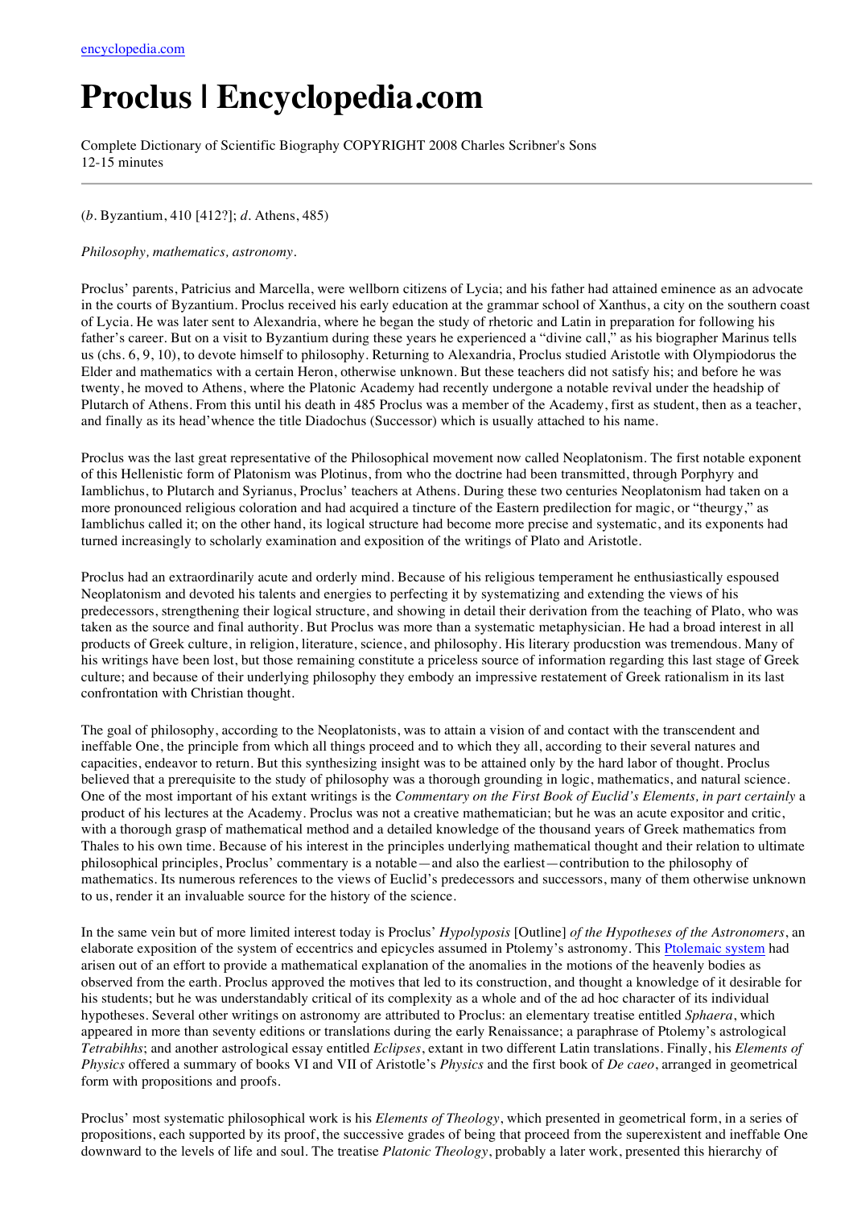encyclopedia.com

# Proclus | Encyclopedia.com

Complete Dictionary of Scientific Biography COPYRIGHT 2008 Charles Scribner's Sons
12-15 minutes

---

(*b*. Byzantium, 410 [412?]; *d*. Athens, 485)

*Philosophy, mathematics, astronomy*.

Proclus' parents, Patricius and Marcella, were wellborn citizens of Lycia; and his father had attained eminence as an advocate in the courts of Byzantium. Proclus received his early education at the grammar school of Xanthus, a city on the southern coast of Lycia. He was later sent to Alexandria, where he began the study of rhetoric and Latin in preparation for following his father's career. But on a visit to Byzantium during these years he experienced a "divine call," as his biographer Marinus tells us (chs. 6, 9, 10), to devote himself to philosophy. Returning to Alexandria, Proclus studied Aristotle with Olympiodorus the Elder and mathematics with a certain Heron, otherwise unknown. But these teachers did not satisfy his; and before he was twenty, he moved to Athens, where the Platonic Academy had recently undergone a notable revival under the headship of Plutarch of Athens. From this until his death in 485 Proclus was a member of the Academy, first as student, then as a teacher, and finally as its head'whence the title Diadochus (Successor) which is usually attached to his name.

Proclus was the last great representative of the Philosophical movement now called Neoplatonism. The first notable exponent of this Hellenistic form of Platonism was Plotinus, from who the doctrine had been transmitted, through Porphyry and Iamblichus, to Plutarch and Syrianus, Proclus' teachers at Athens. During these two centuries Neoplatonism had taken on a more pronounced religious coloration and had acquired a tincture of the Eastern predilection for magic, or "theurgy," as Iamblichus called it; on the other hand, its logical structure had become more precise and systematic, and its exponents had turned increasingly to scholarly examination and exposition of the writings of Plato and Aristotle.

Proclus had an extraordinarily acute and orderly mind. Because of his religious temperament he enthusiastically espoused Neoplatonism and devoted his talents and energies to perfecting it by systematizing and extending the views of his predecessors, strengthening their logical structure, and showing in detail their derivation from the teaching of Plato, who was taken as the source and final authority. But Proclus was more than a systematic metaphysician. He had a broad interest in all products of Greek culture, in religion, literature, science, and philosophy. His literary producstion was tremendous. Many of his writings have been lost, but those remaining constitute a priceless source of information regarding this last stage of Greek culture; and because of their underlying philosophy they embody an impressive restatement of Greek rationalism in its last confrontation with Christian thought.

The goal of philosophy, according to the Neoplatonists, was to attain a vision of and contact with the transcendent and ineffable One, the principle from which all things proceed and to which they all, according to their several natures and capacities, endeavor to return. But this synthesizing insight was to be attained only by the hard labor of thought. Proclus believed that a prerequisite to the study of philosophy was a thorough grounding in logic, mathematics, and natural science. One of the most important of his extant writings is the *Commentary on the First Book of Euclid's Elements, in part certainly* a product of his lectures at the Academy. Proclus was not a creative mathematician; but he was an acute expositor and critic, with a thorough grasp of mathematical method and a detailed knowledge of the thousand years of Greek mathematics from Thales to his own time. Because of his interest in the principles underlying mathematical thought and their relation to ultimate philosophical principles, Proclus' commentary is a notable—and also the earliest—contribution to the philosophy of mathematics. Its numerous references to the views of Euclid's predecessors and successors, many of them otherwise unknown to us, render it an invaluable source for the history of the science.

In the same vein but of more limited interest today is Proclus' *Hypolyposis* [Outline] *of the Hypotheses of the Astronomers*, an elaborate exposition of the system of eccentrics and epicycles assumed in Ptolemy's astronomy. This Ptolemaic system had arisen out of an effort to provide a mathematical explanation of the anomalies in the motions of the heavenly bodies as observed from the earth. Proclus approved the motives that led to its construction, and thought a knowledge of it desirable for his students; but he was understandably critical of its complexity as a whole and of the ad hoc character of its individual hypotheses. Several other writings on astronomy are attributed to Proclus: an elementary treatise entitled *Sphaera*, which appeared in more than seventy editions or translations during the early Renaissance; a paraphrase of Ptolemy's astrological *Tetrabihhs*; and another astrological essay entitled *Eclipses*, extant in two different Latin translations. Finally, his *Elements of Physics* offered a summary of books VI and VII of Aristotle's *Physics* and the first book of *De caeo*, arranged in geometrical form with propositions and proofs.

Proclus' most systematic philosophical work is his *Elements of Theology*, which presented in geometrical form, in a series of propositions, each supported by its proof, the successive grades of being that proceed from the superexistent and ineffable One downward to the levels of life and soul. The treatise *Platonic Theology*, probably a later work, presented this hierarchy of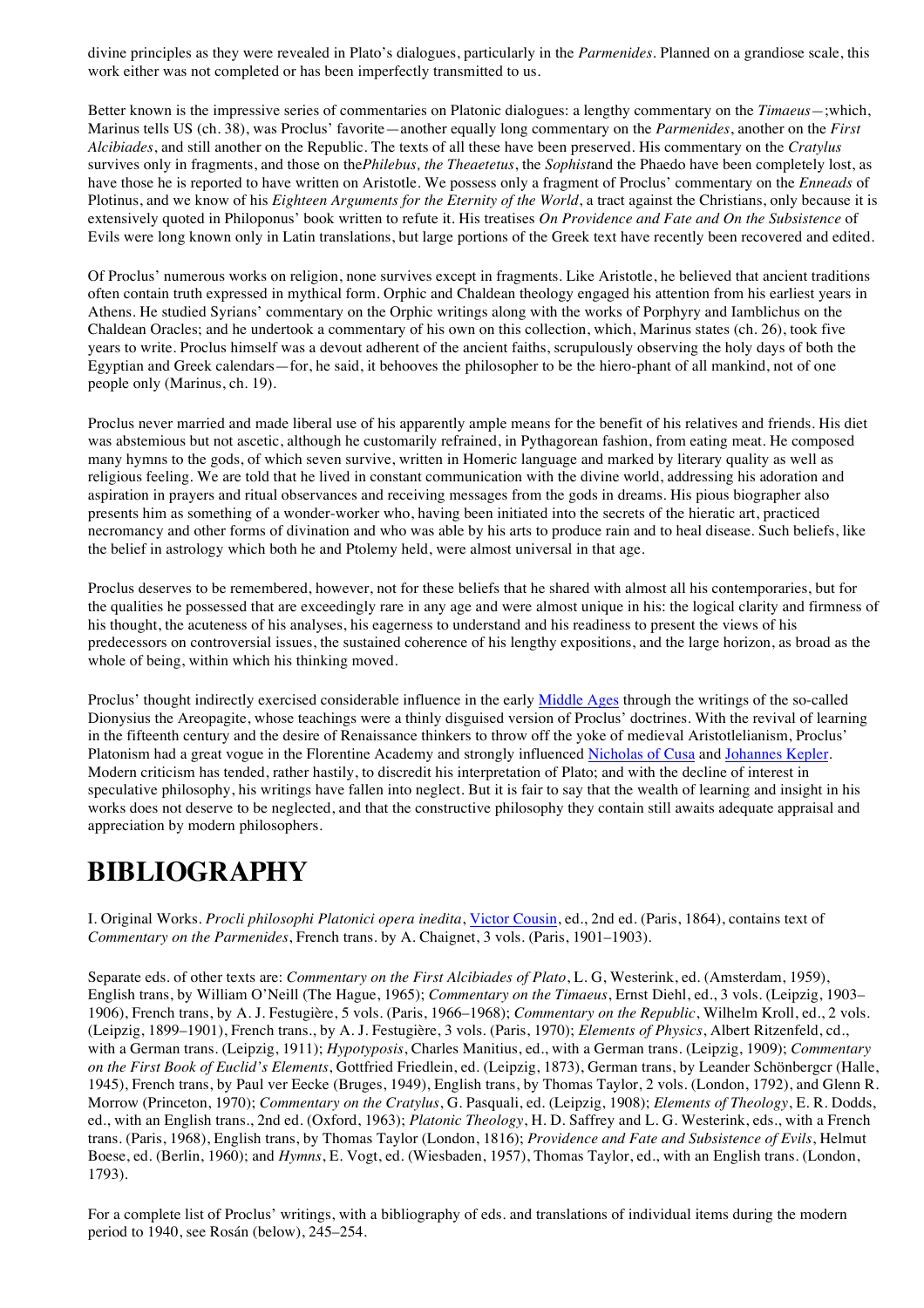divine principles as they were revealed in Plato's dialogues, particularly in the *Parmenides*. Planned on a grandiose scale, this work either was not completed or has been imperfectly transmitted to us.

Better known is the impressive series of commentaries on Platonic dialogues: a lengthy commentary on the *Timaeus*—;which, Marinus tells US (ch. 38), was Proclus' favorite—another equally long commentary on the *Parmenides*, another on the *First Alcibiades*, and still another on the Republic. The texts of all these have been preserved. His commentary on the *Cratylus* survives only in fragments, and those on the*Philebus, the Theaetetus*, the *Sophist*and the Phaedo have been completely lost, as have those he is reported to have written on Aristotle. We possess only a fragment of Proclus' commentary on the *Enneads* of Plotinus, and we know of his *Eighteen Arguments for the Eternity of the World*, a tract against the Christians, only because it is extensively quoted in Philoponus' book written to refute it. His treatises *On Providence and Fate and On the Subsistence* of Evils were long known only in Latin translations, but large portions of the Greek text have recently been recovered and edited.

Of Proclus' numerous works on religion, none survives except in fragments. Like Aristotle, he believed that ancient traditions often contain truth expressed in mythical form. Orphic and Chaldean theology engaged his attention from his earliest years in Athens. He studied Syrians' commentary on the Orphic writings along with the works of Porphyry and Iamblichus on the Chaldean Oracles; and he undertook a commentary of his own on this collection, which, Marinus states (ch. 26), took five years to write. Proclus himself was a devout adherent of the ancient faiths, scrupulously observing the holy days of both the Egyptian and Greek calendars—for, he said, it behooves the philosopher to be the hiero-phant of all mankind, not of one people only (Marinus, ch. 19).

Proclus never married and made liberal use of his apparently ample means for the benefit of his relatives and friends. His diet was abstemious but not ascetic, although he customarily refrained, in Pythagorean fashion, from eating meat. He composed many hymns to the gods, of which seven survive, written in Homeric language and marked by literary quality as well as religious feeling. We are told that he lived in constant communication with the divine world, addressing his adoration and aspiration in prayers and ritual observances and receiving messages from the gods in dreams. His pious biographer also presents him as something of a wonder-worker who, having been initiated into the secrets of the hieratic art, practiced necromancy and other forms of divination and who was able by his arts to produce rain and to heal disease. Such beliefs, like the belief in astrology which both he and Ptolemy held, were almost universal in that age.

Proclus deserves to be remembered, however, not for these beliefs that he shared with almost all his contemporaries, but for the qualities he possessed that are exceedingly rare in any age and were almost unique in his: the logical clarity and firmness of his thought, the acuteness of his analyses, his eagerness to understand and his readiness to present the views of his predecessors on controversial issues, the sustained coherence of his lengthy expositions, and the large horizon, as broad as the whole of being, within which his thinking moved.

Proclus' thought indirectly exercised considerable influence in the early Middle Ages through the writings of the so-called Dionysius the Areopagite, whose teachings were a thinly disguised version of Proclus' doctrines. With the revival of learning in the fifteenth century and the desire of Renaissance thinkers to throw off the yoke of medieval Aristotlelianism, Proclus' Platonism had a great vogue in the Florentine Academy and strongly influenced Nicholas of Cusa and Johannes Kepler. Modern criticism has tended, rather hastily, to discredit his interpretation of Plato; and with the decline of interest in speculative philosophy, his writings have fallen into neglect. But it is fair to say that the wealth of learning and insight in his works does not deserve to be neglected, and that the constructive philosophy they contain still awaits adequate appraisal and appreciation by modern philosophers.

# BIBLIOGRAPHY

I. Original Works. *Procli philosophi Platonici opera inedita*, Victor Cousin, ed., 2nd ed. (Paris, 1864), contains text of *Commentary on the Parmenides*, French trans. by A. Chaignet, 3 vols. (Paris, 1901–1903).

Separate eds. of other texts are: *Commentary on the First Alcibiades of Plato*, L. G, Westerink, ed. (Amsterdam, 1959), English trans, by William O'Neill (The Hague, 1965); *Commentary on the Timaeus*, Ernst Diehl, ed., 3 vols. (Leipzig, 1903–1906), French trans, by A. J. Festugière, 5 vols. (Paris, 1966–1968); *Commentary on the Republic*, Wilhelm Kroll, ed., 2 vols. (Leipzig, 1899–1901), French trans., by A. J. Festugière, 3 vols. (Paris, 1970); *Elements of Physics*, Albert Ritzenfeld, cd., with a German trans. (Leipzig, 1911); *Hypotyposis*, Charles Manitius, ed., with a German trans. (Leipzig, 1909); *Commentary on the First Book of Euclid's Elements*, Gottfried Friedlein, ed. (Leipzig, 1873), German trans, by Leander Schönbergcr (Halle, 1945), French trans, by Paul ver Eecke (Bruges, 1949), English trans, by Thomas Taylor, 2 vols. (London, 1792), and Glenn R. Morrow (Princeton, 1970); *Commentary on the Cratylus*, G. Pasquali, ed. (Leipzig, 1908); *Elements of Theology*, E. R. Dodds, ed., with an English trans., 2nd ed. (Oxford, 1963); *Platonic Theology*, H. D. Saffrey and L. G. Westerink, eds., with a French trans. (Paris, 1968), English trans, by Thomas Taylor (London, 1816); *Providence and Fate and Subsistence of Evils*, Helmut Boese, ed. (Berlin, 1960); and *Hymns*, E. Vogt, ed. (Wiesbaden, 1957), Thomas Taylor, ed., with an English trans. (London, 1793).

For a complete list of Proclus' writings, with a bibliography of eds. and translations of individual items during the modern period to 1940, see Rosán (below), 245–254.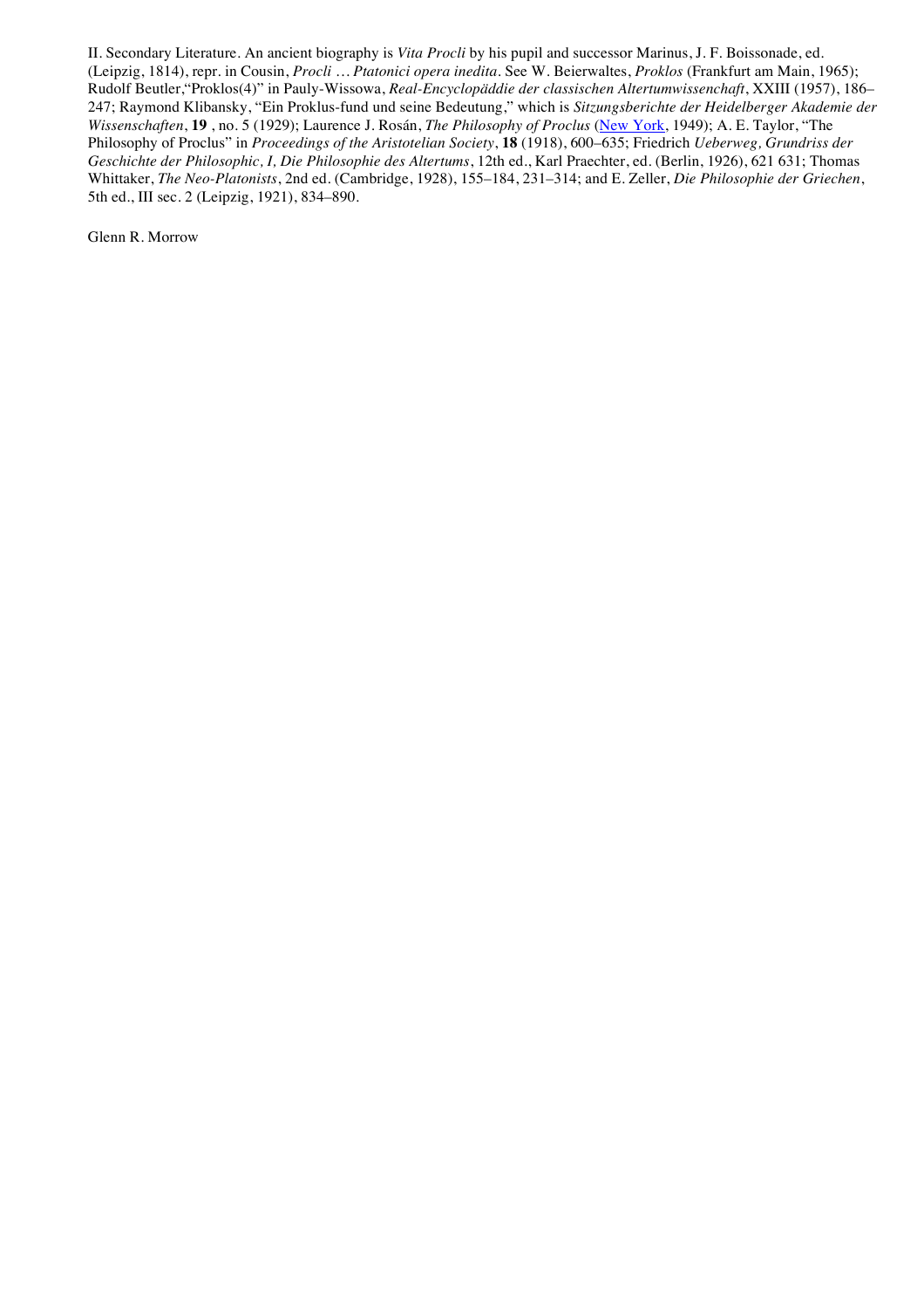II. Secondary Literature. An ancient biography is *Vita Procli* by his pupil and successor Marinus, J. F. Boissonade, ed. (Leipzig, 1814), repr. in Cousin, *Procli … Ptatonici opera inedita*. See W. Beierwaltes, *Proklos* (Frankfurt am Main, 1965); Rudolf Beutler,"Proklos(4)" in Pauly-Wissowa, *Real-Encyclopäddie der classischen Altertumwissenchaft*, XXIII (1957), 186–247; Raymond Klibansky, "Ein Proklus-fund und seine Bedeutung," which is *Sitzungsberichte der Heidelberger Akademie der Wissenschaften*, **19** , no. 5 (1929); Laurence J. Rosán, *The Philosophy of Proclus* (New York, 1949); A. E. Taylor, "The Philosophy of Proclus" in *Proceedings of the Aristotelian Society*, **18** (1918), 600–635; Friedrich *Ueberweg, Grundriss der Geschichte der Philosophic, I, Die Philosophie des Altertums*, 12th ed., Karl Praechter, ed. (Berlin, 1926), 621 631; Thomas Whittaker, *The Neo-Platonists*, 2nd ed. (Cambridge, 1928), 155–184, 231–314; and E. Zeller, *Die Philosophie der Griechen*, 5th ed., III sec. 2 (Leipzig, 1921), 834–890.

Glenn R. Morrow